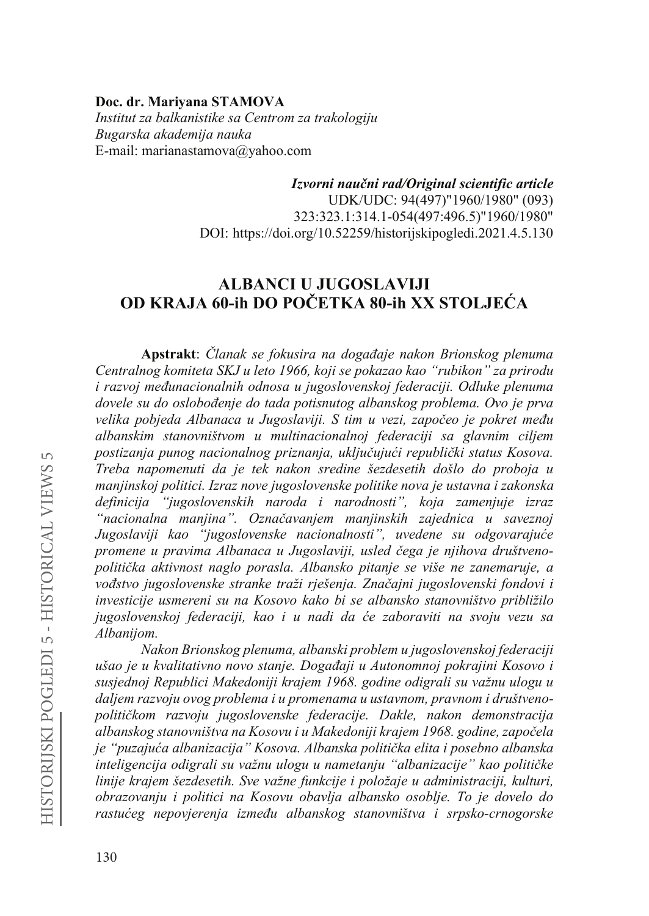**Doc. dr. Mariyana STAMOVA**
*Institut za balkanistike sa Centrom za trakologiju*
*Bugarska akademija nauka*
E-mail: marianastamova@yahoo.com

***Izvorni naučni rad/Original scientific article***
UDK/UDC: 94(497)"1960/1980" (093)
323:323.1:314.1-054(497:496.5)"1960/1980"
DOI: https://doi.org/10.52259/historijskipogledi.2021.4.5.130

# ALBANCI U JUGOSLAVIJI OD KRAJA 60-ih DO POČETKA 80-ih XX STOLJEĆA

**Apstrakt**: *Članak se fokusira na događaje nakon Brionskog plenuma Centralnog komiteta SKJ u leto 1966, koji se pokazao kao "rubikon" za prirodu i razvoj međunacionalnih odnosa u jugoslovenskoj federaciji. Odluke plenuma dovele su do oslobođenje do tada potisnutog albanskog problema. Ovo je prva velika pobjeda Albanaca u Jugoslaviji. S tim u vezi, započeo je pokret među albanskim stanovništvom u multinacionalnoj federaciji sa glavnim ciljem postizanja punog nacionalnog priznanja, uključujući republički status Kosova. Treba napomenuti da je tek nakon sredine šezdesetih došlo do proboja u manjinskoj politici. Izraz nove jugoslovenske politike nova je ustavna i zakonska definicija "jugoslovenskih naroda i narodnosti", koja zamenjuje izraz "nacionalna manjina". Označavanjem manjinskih zajednica u saveznoj Jugoslaviji kao "jugoslovenske nacionalnosti", uvedene su odgovarajuće promene u pravima Albanaca u Jugoslaviji, usled čega je njihova društveno-politička aktivnost naglo porasla. Albansko pitanje se više ne zanemaruje, a vođstvo jugoslovenske stranke traži rješenja. Značajni jugoslovenski fondovi i investicije usmereni su na Kosovo kako bi se albansko stanovništvo približilo jugoslovenskoj federaciji, kao i u nadi da će zaboraviti na svoju vezu sa Albanijom.*

*Nakon Brionskog plenuma, albanski problem u jugoslovenskoj federaciji ušao je u kvalitativno novo stanje. Događaji u Autonomnoj pokrajini Kosovo i susjednoj Republici Makedoniji krajem 1968. godine odigrali su važnu ulogu u daljem razvoju ovog problema i u promenama u ustavnom, pravnom i društveno-političkom razvoju jugoslovenske federacije. Dakle, nakon demonstracija albanskog stanovništva na Kosovu i u Makedoniji krajem 1968. godine, započela je "puzajuća albanizacija" Kosova. Albanska politička elita i posebno albanska inteligencija odigrali su važnu ulogu u nametanju "albanizacije" kao političke linije krajem šezdesetih. Sve važne funkcije i položaje u administraciji, kulturi, obrazovanju i politici na Kosovu obavlja albansko osoblje. To je dovelo do rastućeg nepovjerenja između albanskog stanovništva i srpsko-crnogorske*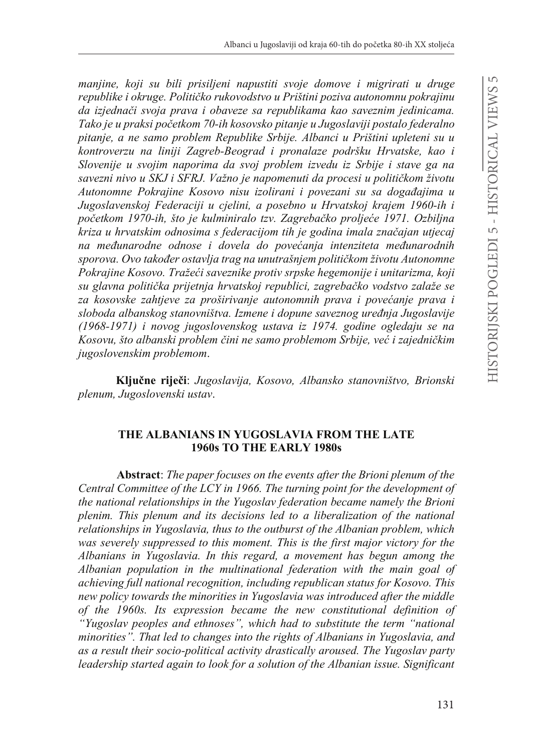*manjine, koji su bili prisiljeni napustiti svoje domove i migrirati u druge republike i okruge. Političko rukovodstvo u Prištini poziva autonomnu pokrajinu da izjednači svoja prava i obaveze sa republikama kao saveznim jedinicama. Tako je u praksi početkom 70-ih kosovsko pitanje u Jugoslaviji postalo federalno pitanje, a ne samo problem Republike Srbije. Albanci u Prištini upleteni su u kontroverzu na liniji Zagreb-Beograd i pronalaze podršku Hrvatske, kao i Slovenije u svojim naporima da svoj problem izvedu iz Srbije i stave ga na savezni nivo u SKJ i SFRJ. Važno je napomenuti da procesi u političkom životu Autonomne Pokrajine Kosovo nisu izolirani i povezani su sa događajima u Jugoslavenskoj Federaciji u cjelini, a posebno u Hrvatskoj krajem 1960-ih i početkom 1970-ih, što je kulminiralo tzv. Zagrebačko proljeće 1971. Ozbiljna kriza u hrvatskim odnosima s federacijom tih je godina imala značajan utjecaj na međunarodne odnose i dovela do povećanja intenziteta međunarodnih sporova. Ovo također ostavlja trag na unutrašnjem političkom životu Autonomne Pokrajine Kosovo. Tražeći saveznike protiv srpske hegemonije i unitarizma, koji su glavna politička prijetnja hrvatskoj republici, zagrebačko vodstvo zalaže se za kosovske zahtjeve za proširivanje autonomnih prava i povećanje prava i sloboda albanskog stanovništva. Izmene i dopune saveznog uređnja Jugoslavije (1968-1971) i novog jugoslovenskog ustava iz 1974. godine ogledaju se na Kosovu, što albanski problem čini ne samo problemom Srbije, već i zajedničkim jugoslovenskim problemom*.

**Ključne riječi**: *Jugoslavija, Kosovo, Albansko stanovništvo, Brionski plenum, Jugoslovenski ustav*.

## THE ALBANIANS IN YUGOSLAVIA FROM THE LATE 1960s TO THE EARLY 1980s

**Abstract**: *The paper focuses on the events after the Brioni plenum of the Central Committee of the LCY in 1966. The turning point for the development of the national relationships in the Yugoslav federation became namely the Brioni plenim. This plenum and its decisions led to a liberalization of the national relationships in Yugoslavia, thus to the outburst of the Albanian problem, which was severely suppressed to this moment. This is the first major victory for the Albanians in Yugoslavia. In this regard, a movement has begun among the Albanian population in the multinational federation with the main goal of achieving full national recognition, including republican status for Kosovo. This new policy towards the minorities in Yugoslavia was introduced after the middle of the 1960s. Its expression became the new constitutional definition of "Yugoslav peoples and ethnoses", which had to substitute the term "national minorities". That led to changes into the rights of Albanians in Yugoslavia, and as a result their socio-political activity drastically aroused. The Yugoslav party leadership started again to look for a solution of the Albanian issue. Significant*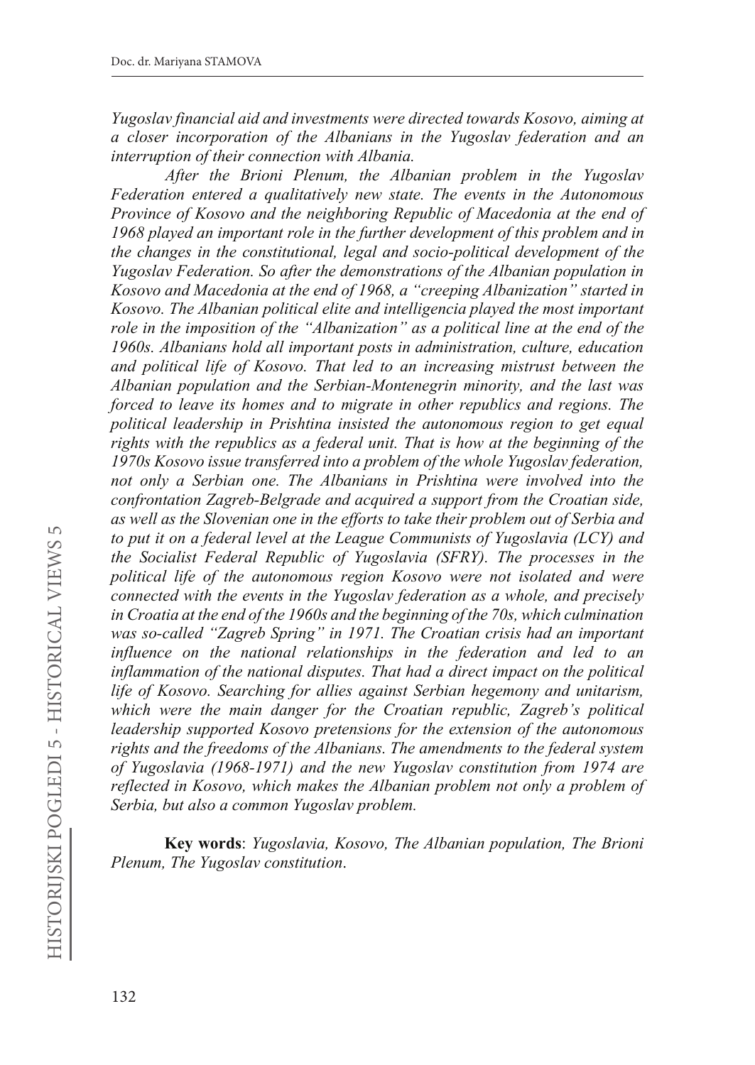*Yugoslav financial aid and investments were directed towards Kosovo, aiming at a closer incorporation of the Albanians in the Yugoslav federation and an interruption of their connection with Albania.*

*After the Brioni Plenum, the Albanian problem in the Yugoslav Federation entered a qualitatively new state. The events in the Autonomous Province of Kosovo and the neighboring Republic of Macedonia at the end of 1968 played an important role in the further development of this problem and in the changes in the constitutional, legal and socio-political development of the Yugoslav Federation. So after the demonstrations of the Albanian population in Kosovo and Macedonia at the end of 1968, a "creeping Albanization" started in Kosovo. The Albanian political elite and intelligencia played the most important role in the imposition of the "Albanization" as a political line at the end of the 1960s. Albanians hold all important posts in administration, culture, education and political life of Kosovo. That led to an increasing mistrust between the Albanian population and the Serbian-Montenegrin minority, and the last was forced to leave its homes and to migrate in other republics and regions. The political leadership in Prishtina insisted the autonomous region to get equal rights with the republics as a federal unit. That is how at the beginning of the 1970s Kosovo issue transferred into a problem of the whole Yugoslav federation, not only a Serbian one. The Albanians in Prishtina were involved into the confrontation Zagreb-Belgrade and acquired a support from the Croatian side, as well as the Slovenian one in the efforts to take their problem out of Serbia and to put it on a federal level at the League Communists of Yugoslavia (LCY) and the Socialist Federal Republic of Yugoslavia (SFRY). The processes in the political life of the autonomous region Kosovo were not isolated and were connected with the events in the Yugoslav federation as a whole, and precisely in Croatia at the end of the 1960s and the beginning of the 70s, which culmination was so-called "Zagreb Spring" in 1971. The Croatian crisis had an important influence on the national relationships in the federation and led to an inflammation of the national disputes. That had a direct impact on the political life of Kosovo. Searching for allies against Serbian hegemony and unitarism, which were the main danger for the Croatian republic, Zagreb's political leadership supported Kosovo pretensions for the extension of the autonomous rights and the freedoms of the Albanians. The amendments to the federal system of Yugoslavia (1968-1971) and the new Yugoslav constitution from 1974 are reflected in Kosovo, which makes the Albanian problem not only a problem of Serbia, but also a common Yugoslav problem.*

**Key words**: *Yugoslavia, Kosovo, The Albanian population, The Brioni Plenum, The Yugoslav constitution*.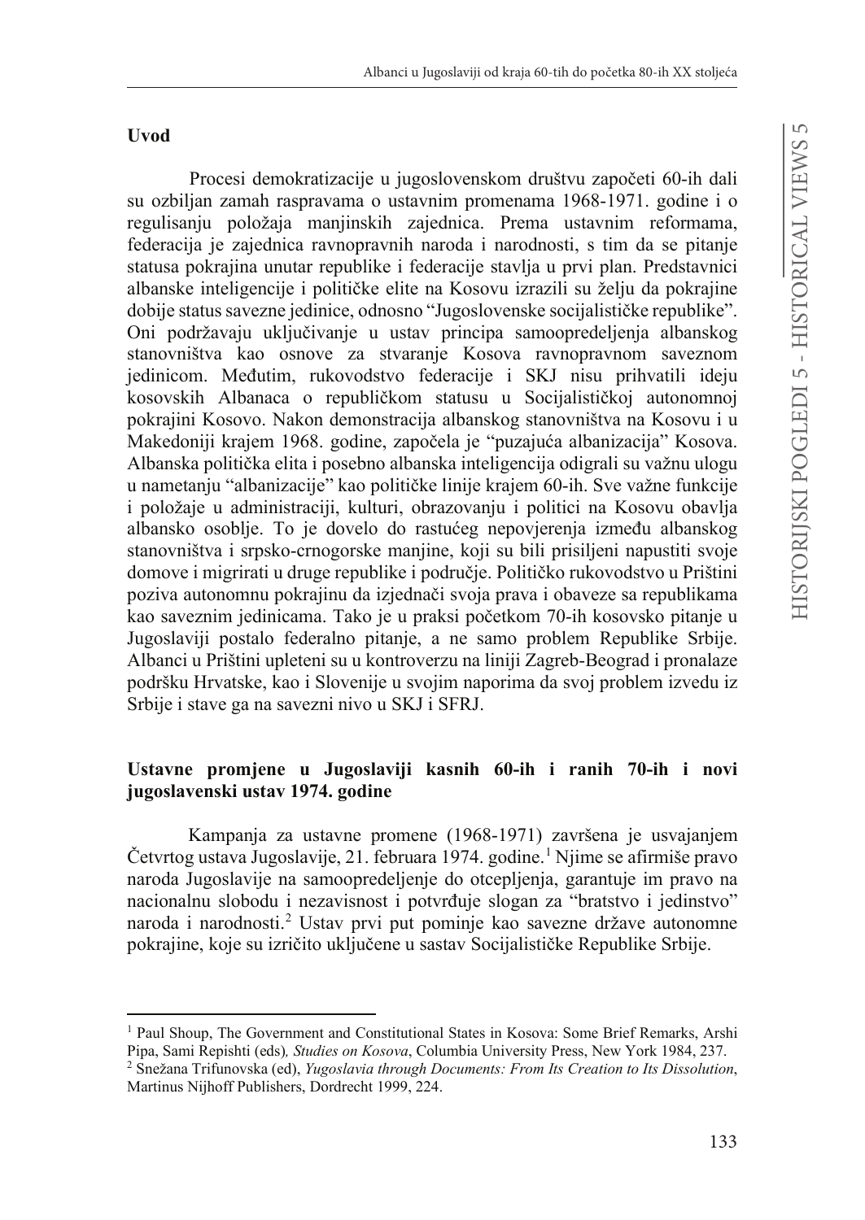**Uvod**

Procesi demokratizacije u jugoslovenskom društvu započeti 60-ih dali su ozbiljan zamah raspravama o ustavnim promenama 1968-1971. godine i o regulisanju položaja manjinskih zajednica. Prema ustavnim reformama, federacija je zajednica ravnopravnih naroda i narodnosti, s tim da se pitanje statusa pokrajina unutar republike i federacije stavlja u prvi plan. Predstavnici albanske inteligencije i političke elite na Kosovu izrazili su želju da pokrajine dobije status savezne jedinice, odnosno "Jugoslovenske socijalističke republike". Oni podržavaju uključivanje u ustav principa samoopredeljenja albanskog stanovništva kao osnove za stvaranje Kosova ravnopravnom saveznom jedinicom. Međutim, rukovodstvo federacije i SKJ nisu prihvatili ideju kosovskih Albanaca o republičkom statusu u Socijalističkoj autonomnoj pokrajini Kosovo. Nakon demonstracija albanskog stanovništva na Kosovu i u Makedoniji krajem 1968. godine, započela je "puzajuća albanizacija" Kosova. Albanska politička elita i posebno albanska inteligencija odigrali su važnu ulogu u nametanju "albanizacije" kao političke linije krajem 60-ih. Sve važne funkcije i položaje u administraciji, kulturi, obrazovanju i politici na Kosovu obavlja albansko osoblje. To je dovelo do rastućeg nepovjerenja između albanskog stanovništva i srpsko-crnogorske manjine, koji su bili prisiljeni napustiti svoje domove i migrirati u druge republike i područje. Političko rukovodstvo u Prištini poziva autonomnu pokrajinu da izjednači svoja prava i obaveze sa republikama kao saveznim jedinicama. Tako je u praksi početkom 70-ih kosovsko pitanje u Jugoslaviji postalo federalno pitanje, a ne samo problem Republike Srbije. Albanci u Prištini upleteni su u kontroverzu na liniji Zagreb-Beograd i pronalaze podršku Hrvatske, kao i Slovenije u svojim naporima da svoj problem izvedu iz Srbije i stave ga na savezni nivo u SKJ i SFRJ.

## Ustavne promjene u Jugoslaviji kasnih 60-ih i ranih 70-ih i novi jugoslavenski ustav 1974. godine

Kampanja za ustavne promene (1968-1971) završena je usvajanjem Četvrtog ustava Jugoslavije, 21. februara 1974. godine.[1] Njime se afirmiše pravo naroda Jugoslavije na samoopredeljenje do otcepljenja, garantuje im pravo na nacionalnu slobodu i nezavisnost i potvrđuje slogan za "bratstvo i jedinstvo" naroda i narodnosti.[2] Ustav prvi put pominje kao savezne države autonomne pokrajine, koje su izričito uključene u sastav Socijalističke Republike Srbije.

---

[1] Paul Shoup, The Government and Constitutional States in Kosova: Some Brief Remarks, Arshi Pipa, Sami Repishti (eds), *Studies on Kosova*, Columbia University Press, New York 1984, 237.

[2] Snežana Trifunovska (ed), *Yugoslavia through Documents: From Its Creation to Its Dissolution*, Martinus Nijhoff Publishers, Dordrecht 1999, 224.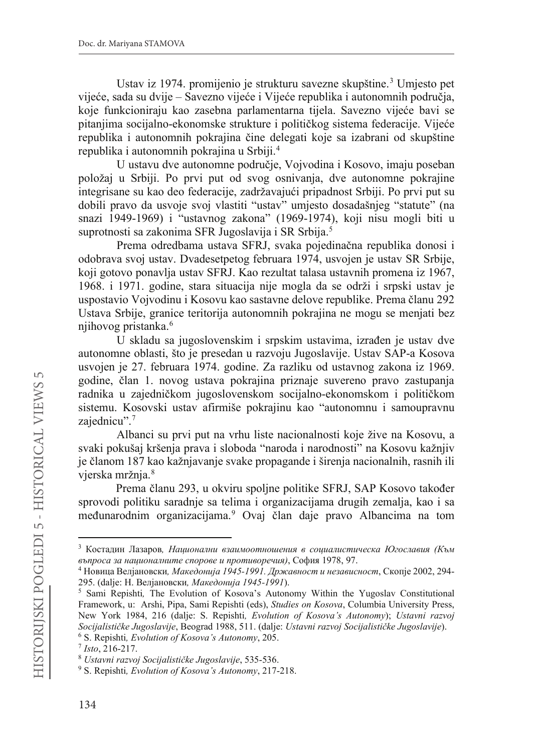Ustav iz 1974. promijenio je strukturu savezne skupštine.[3] Umjesto pet vijeće, sada su dvije – Savezno vijeće i Vijeće republika i autonomnih područja, koje funkcioniraju kao zasebna parlamentarna tijela. Savezno vijeće bavi se pitanjima socijalno-ekonomske strukture i političkog sistema federacije. Vijeće republika i autonomnih pokrajina čine delegati koje sa izabrani od skupštine republika i autonomnih pokrajina u Srbiji.[4]

U ustavu dve autonomne područje, Vojvodina i Kosovo, imaju poseban položaj u Srbiji. Po prvi put od svog osnivanja, dve autonomne pokrajine integrisane su kao deo federacije, zadržavajući pripadnost Srbiji. Po prvi put su dobili pravo da usvoje svoj vlastiti "ustav" umjesto dosadašnjeg "statute" (na snazi 1949-1969) i "ustavnog zakona" (1969-1974), koji nisu mogli biti u suprotnosti sa zakonima SFR Jugoslavija i SR Srbija.[5]

Prema odredbama ustava SFRJ, svaka pojedinačna republika donosi i odobrava svoj ustav. Dvadesetpetog februara 1974, usvojen je ustav SR Srbije, koji gotovo ponavlja ustav SFRJ. Kao rezultat talasa ustavnih promena iz 1967, 1968. i 1971. godine, stara situacija nije mogla da se održi i srpski ustav je uspostavio Vojvodinu i Kosovu kao sastavne delove republike. Prema članu 292 Ustava Srbije, granice teritorija autonomnih pokrajina ne mogu se menjati bez njihovog pristanka.[6]

U skladu sa jugoslovenskim i srpskim ustavima, izrađen je ustav dve autonomne oblasti, što je presedan u razvoju Jugoslavije. Ustav SAP-a Kosova usvojen je 27. februara 1974. godine. Za razliku od ustavnog zakona iz 1969. godine, član 1. novog ustava pokrajina priznaje suvereno pravo zastupanja radnika u zajedničkom jugoslovenskom socijalno-ekonomskom i političkom sistemu. Kosovski ustav afirmiše pokrajinu kao "autonomnu i samoupravnu zajednicu".[7]

Albanci su prvi put na vrhu liste nacionalnosti koje žive na Kosovu, a svaki pokušaj kršenja prava i sloboda "naroda i narodnosti" na Kosovu kažnjiv je članom 187 kao kažnjavanje svake propagande i širenja nacionalnih, rasnih ili vjerska mržnja.[8]

Prema članu 293, u okviru spoljne politike SFRJ, SAP Kosovo također sprovodi politiku saradnje sa telima i organizacijama drugih zemalja, kao i sa međunarodnim organizacijama.[9] Ovaj član daje pravo Albancima na tom

---

[3] Костадин Лазаров, *Национални взаимоотношения в социалистическа Югославия (Към въпроса за националните спорове и противоречия)*, София 1978, 97.

[4] Новица Велјановски, *Македонија 1945-1991. Државност и независност*, Скопје 2002, 294-295. (dalje: Н. Велјановски, *Македонија 1945-1991*).

[5] Sami Repishti, The Evolution of Kosova's Autonomy Within the Yugoslav Constitutional Framework, u: Arshi, Pipa, Sami Repishti (eds), *Studies on Kosova*, Columbia University Press, New York 1984, 216 (dalje: S. Repishti, *Evolution of Kosova's Autonomy*); *Ustavni razvoj Socijalističke Jugoslavije*, Beograd 1988, 511. (dalje: *Ustavni razvoj Socijalističke Jugoslavije*).

[6] S. Repishti, *Evolution of Kosova's Autonomy*, 205.

[7] *Isto*, 216-217.

[8] *Ustavni razvoj Socijalističke Jugoslavije*, 535-536.

[9] S. Repishti, *Evolution of Kosova's Autonomy*, 217-218.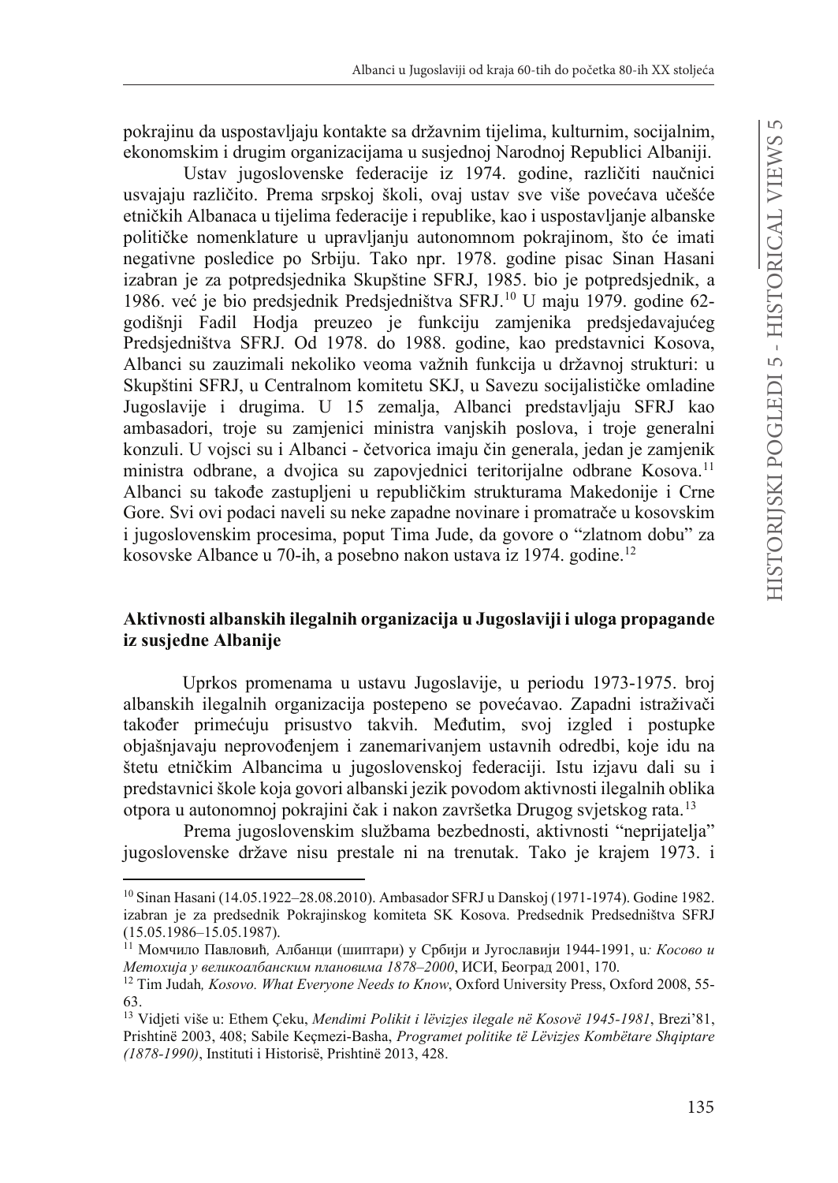pokrajinu da uspostavljaju kontakte sa državnim tijelima, kulturnim, socijalnim, ekonomskim i drugim organizacijama u susjednoj Narodnoj Republici Albaniji.

Ustav jugoslovenske federacije iz 1974. godine, različiti naučnici usvajaju različito. Prema srpskoj školi, ovaj ustav sve više povećava učešće etničkih Albanaca u tijelima federacije i republike, kao i uspostavljanje albanske političke nomenklature u upravljanju autonomnom pokrajinom, što će imati negativne posledice po Srbiju. Tako npr. 1978. godine pisac Sinan Hasani izabran je za potpredsjednika Skupštine SFRJ, 1985. bio je potpredsjednik, a 1986. već je bio predsjednik Predsjedništva SFRJ.[10] U maju 1979. godine 62-godišnji Fadil Hodja preuzeo je funkciju zamjenika predsjedavajućeg Predsjedništva SFRJ. Od 1978. do 1988. godine, kao predstavnici Kosova, Albanci su zauzimali nekoliko veoma važnih funkcija u državnoj strukturi: u Skupštini SFRJ, u Centralnom komitetu SKJ, u Savezu socijalističke omladine Jugoslavije i drugima. U 15 zemalja, Albanci predstavljaju SFRJ kao ambasadori, troje su zamjenici ministra vanjskih poslova, i troje generalni konzuli. U vojsci su i Albanci - četvorica imaju čin generala, jedan je zamjenik ministra odbrane, a dvojica su zapovjednici teritorijalne odbrane Kosova.[11] Albanci su takođe zastupljeni u republičkim strukturama Makedonije i Crne Gore. Svi ovi podaci naveli su neke zapadne novinare i promatrače u kosovskim i jugoslovenskim procesima, poput Tima Jude, da govore o "zlatnom dobu" za kosovske Albance u 70-ih, a posebno nakon ustava iz 1974. godine.[12]

## Aktivnosti albanskih ilegalnih organizacija u Jugoslaviji i uloga propagande iz susjedne Albanije

Uprkos promenama u ustavu Jugoslavije, u periodu 1973-1975. broj albanskih ilegalnih organizacija postepeno se povećavao. Zapadni istraživači također primećuju prisustvo takvih. Međutim, svoj izgled i postupke objašnjavaju neprovođenjem i zanemarivanjem ustavnih odredbi, koje idu na štetu etničkim Albancima u jugoslovenskoj federaciji. Istu izjavu dali su i predstavnici škole koja govori albanski jezik povodom aktivnosti ilegalnih oblika otpora u autonomnoj pokrajini čak i nakon završetka Drugog svjetskog rata.[13]

Prema jugoslovenskim službama bezbednosti, aktivnosti "neprijatelja" jugoslovenske države nisu prestale ni na trenutak. Tako je krajem 1973. i

---

[10] Sinan Hasani (14.05.1922–28.08.2010). Ambasador SFRJ u Danskoj (1971-1974). Godine 1982. izabran je za predsednik Pokrajinskog komiteta SK Kosova. Predsednik Predsedništva SFRJ (15.05.1986–15.05.1987).

[11] Момчило Павловић, Албанци (шиптари) у Србији и Југославији 1944-1991, u: *Косово и Метохија у великоалбанским плановима 1878–2000*, ИСИ, Београд 2001, 170.

[12] Tim Judah, *Kosovo. What Everyone Needs to Know*, Oxford University Press, Oxford 2008, 55-63.

[13] Vidjeti više u: Ethem Çeku, *Mendimi Polikit i lëvizjes ilegale në Kosovë 1945-1981*, Brezi'81, Prishtinë 2003, 408; Sabile Keçmezi-Basha, *Programet politike të Lëvizjes Kombëtare Shqiptare (1878-1990)*, Instituti i Historisë, Prishtinë 2013, 428.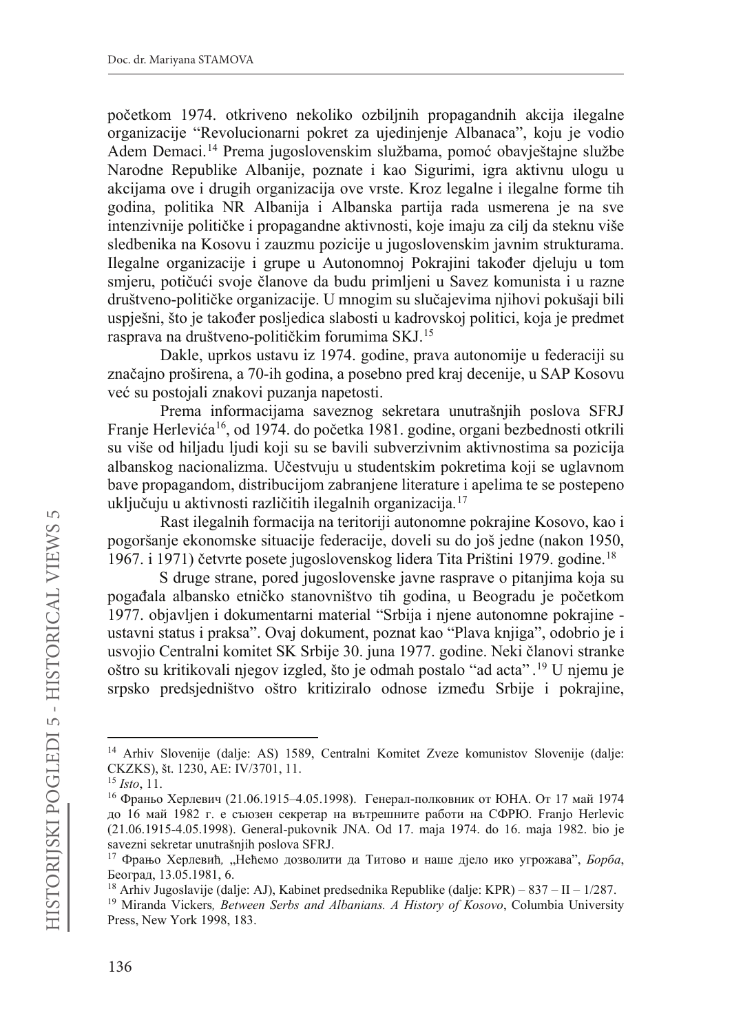početkom 1974. otkriveno nekoliko ozbiljnih propagandnih akcija ilegalne organizacije "Revolucionarni pokret za ujedinjenje Albanaca", koju je vodio Adem Demaci.[14] Prema jugoslovenskim službama, pomoć obavještajne službe Narodne Republike Albanije, poznate i kao Sigurimi, igra aktivnu ulogu u akcijama ove i drugih organizacija ove vrste. Kroz legalne i ilegalne forme tih godina, politika NR Albanija i Albanska partija rada usmerena je na sve intenzivnije političke i propagandne aktivnosti, koje imaju za cilj da steknu više sledbenika na Kosovu i zauzmu pozicije u jugoslovenskim javnim strukturama. Ilegalne organizacije i grupe u Autonomnoj Pokrajini također djeluju u tom smjeru, potičući svoje članove da budu primljeni u Savez komunista i u razne društveno-političke organizacije. U mnogim su slučajevima njihovi pokušaji bili uspješni, što je također posljedica slabosti u kadrovskoj politici, koja je predmet rasprava na društveno-političkim forumima SKJ.[15]

Dakle, uprkos ustavu iz 1974. godine, prava autonomije u federaciji su značajno proširena, a 70-ih godina, a posebno pred kraj decenije, u SAP Kosovu već su postojali znakovi puzanja napetosti.

Prema informacijama saveznog sekretara unutrašnjih poslova SFRJ Franje Herlevića[16], od 1974. do početka 1981. godine, organi bezbednosti otkrili su više od hiljadu ljudi koji su se bavili subverzivnim aktivnostima sa pozicija albanskog nacionalizma. Učestvuju u studentskim pokretima koji se uglavnom bave propagandom, distribucijom zabranjene literature i apelima te se postepeno uključuju u aktivnosti različitih ilegalnih organizacija.[17]

Rast ilegalnih formacija na teritoriji autonomne pokrajine Kosovo, kao i pogoršanje ekonomske situacije federacije, doveli su do još jedne (nakon 1950, 1967. i 1971) četvrte posete jugoslovenskog lidera Tita Prištini 1979. godine.[18]

S druge strane, pored jugoslovenske javne rasprave o pitanjima koja su pogađala albansko etničko stanovništvo tih godina, u Beogradu je početkom 1977. objavljen i dokumentarni material "Srbija i njene autonomne pokrajine - ustavni status i praksa". Ovaj dokument, poznat kao "Plava knjiga", odobrio je i usvojio Centralni komitet SK Srbije 30. juna 1977. godine. Neki članovi stranke oštro su kritikovali njegov izgled, što je odmah postalo "ad acta".[19] U njemu je srpsko predsjedništvo oštro kritiziralo odnose između Srbije i pokrajine,

---

[14] Arhiv Slovenije (dalje: AS) 1589, Centralni Komitet Zveze komunistov Slovenije (dalje: CKZKS), št. 1230, AE: IV/3701, 11.

[15] *Isto*, 11.

[16] Франьо Херлевич (21.06.1915–4.05.1998). Генерал-полковник от ЮНА. От 17 май 1974 до 16 май 1982 г. е съюзен секретар на вътрешните работи на СФРЮ. Franjo Herlevic (21.06.1915-4.05.1998). General-pukovnik JNA. Od 17. maja 1974. do 16. maja 1982. bio je savezni sekretar unutrašnjih poslova SFRJ.

[17] Фрањо Херлевић, „Нећемо дозволити да Титово и наше дјело ико угрожава", *Борба*, Београд, 13.05.1981, 6.

[18] Arhiv Jugoslavije (dalje: AJ), Kabinet predsednika Republike (dalje: KPR) – 837 – II – 1/287.

[19] Miranda Vickers, *Between Serbs and Albanians. A History of Kosovo*, Columbia University Press, New York 1998, 183.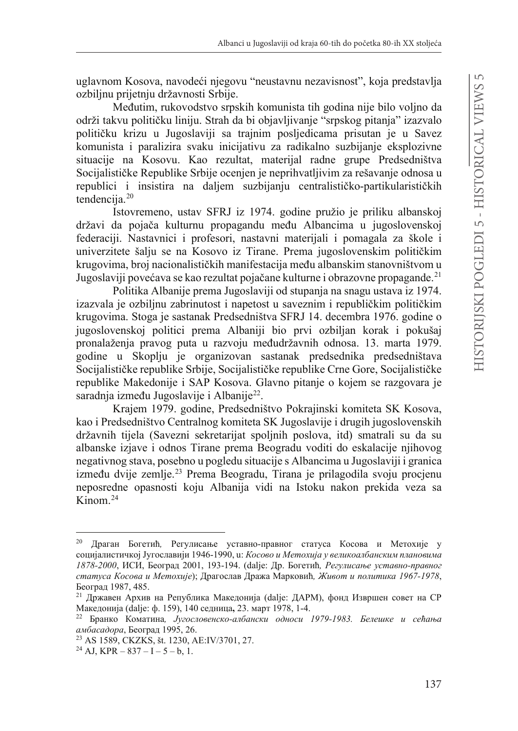uglavnom Kosova, navodeći njegovu "neustavnu nezavisnost", koja predstavlja ozbiljnu prijetnju državnosti Srbije.

Međutim, rukovodstvo srpskih komunista tih godina nije bilo voljno da održi takvu političku liniju. Strah da bi objavljivanje "srpskog pitanja" izazvalo političku krizu u Jugoslaviji sa trajnim posljedicama prisutan je u Savez komunista i paralizira svaku inicijativu za radikalno suzbijanje eksplozivne situacije na Kosovu. Kao rezultat, materijal radne grupe Predsedništva Socijalističke Republike Srbije ocenjen je neprihvatljivim za rešavanje odnosa u republici i insistira na daljem suzbijanju centralističko-partikularističkih tendencija.[20]

Istovremeno, ustav SFRJ iz 1974. godine pružio je priliku albanskoj državi da pojača kulturnu propagandu među Albancima u jugoslovenskoj federaciji. Nastavnici i profesori, nastavni materijali i pomagala za škole i univerzitete šalju se na Kosovo iz Tirane. Prema jugoslovenskim političkim krugovima, broj nacionalističkih manifestacija među albanskim stanovništvom u Jugoslaviji povećava se kao rezultat pojačane kulturne i obrazovne propagande.[21]

Politika Albanije prema Jugoslaviji od stupanja na snagu ustava iz 1974. izazvala je ozbiljnu zabrinutost i napetost u saveznim i republičkim političkim krugovima. Stoga je sastanak Predsedništva SFRJ 14. decembra 1976. godine o jugoslovenskoj politici prema Albaniji bio prvi ozbiljan korak i pokušaj pronalaženja pravog puta u razvoju međudržavnih odnosa. 13. marta 1979. godine u Skoplju je organizovan sastanak predsednika predsedništava Socijalističke republike Srbije, Socijalističke republike Crne Gore, Socijalističke republike Makedonije i SAP Kosova. Glavno pitanje o kojem se razgovara je saradnja između Jugoslavije i Albanije[22].

Krajem 1979. godine, Predsedništvo Pokrajinski komiteta SK Kosova, kao i Predsedništvo Centralnog komiteta SK Jugoslavije i drugih jugoslovenskih državnih tijela (Savezni sekretarijat spoljnih poslova, itd) smatrali su da su albanske izjave i odnos Tirane prema Beogradu voditi do eskalacije njihovog negativnog stava, posebno u pogledu situacije s Albancima u Jugoslaviji i granica između dvije zemlje.[23] Prema Beogradu, Tirana je prilagodila svoju procjenu neposredne opasnosti koju Albanija vidi na Istoku nakon prekida veza sa Kinom.[24]

---

[20] Драган Богетић, Регулисање уставно-правног статуса Косова и Метохије у социјалистичкој Југославији 1946-1990, u: *Косово и Метохија у великоалбанским плановима 1878-2000*, ИСИ, Београд 2001, 193-194. (dalje: Др. Богетић, *Регулисање уставно-правног статуса Косова и Метохије*); Драгослав Дража Марковић, *Живот и политика 1967-1978*, Београд 1987, 485.

[21] Државен Архив на Република Македонија (dalje: ДАРМ), фонд Извршен совет на СР Македонија (dalje: ф. 159), 140 седница, 23. март 1978, 1-4.

[22] Бранко Коматина, *Југословенско-албански односи 1979-1983. Белешке и сећања амбасадора*, Београд 1995, 26.

[23] AS 1589, CKZKS, št. 1230, AE:IV/3701, 27.

[24] AJ, KPR – 837 – I – 5 – b, 1.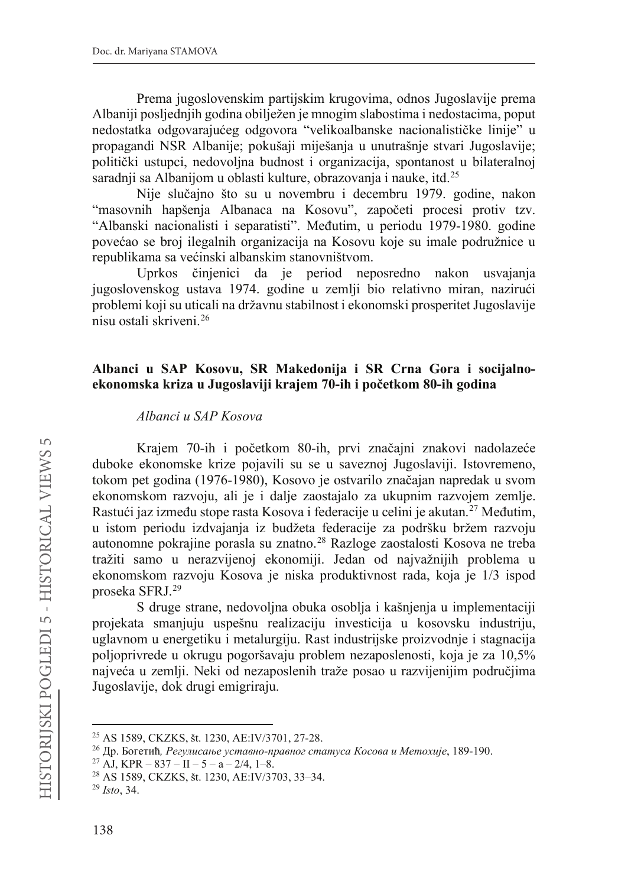Prema jugoslovenskim partijskim krugovima, odnos Jugoslavije prema Albaniji posljednjih godina obilježen je mnogim slabostima i nedostacima, poput nedostatka odgovarajućeg odgovora "velikoalbanske nacionalističke linije" u propagandi NSR Albanije; pokušaji miješanja u unutrašnje stvari Jugoslavije; politički ustupci, nedovoljna budnost i organizacija, spontanost u bilateralnoj saradnji sa Albanijom u oblasti kulture, obrazovanja i nauke, itd.[25]

Nije slučajno što su u novembru i decembru 1979. godine, nakon "masovnih hapšenja Albanaca na Kosovu", započeti procesi protiv tzv. "Albanski nacionalisti i separatisti". Međutim, u periodu 1979-1980. godine povećao se broj ilegalnih organizacija na Kosovu koje su imale podružnice u republikama sa većinski albanskim stanovništvom.

Uprkos činjenici da je period neposredno nakon usvajanja jugoslovenskog ustava 1974. godine u zemlji bio relativno miran, nazirući problemi koji su uticali na državnu stabilnost i ekonomski prosperitet Jugoslavije nisu ostali skriveni.[26]

## Albanci u SAP Kosovu, SR Makedonija i SR Crna Gora i socijalno-ekonomska kriza u Jugoslaviji krajem 70-ih i početkom 80-ih godina

### *Albanci u SAP Kosova*

Krajem 70-ih i početkom 80-ih, prvi značajni znakovi nadolazeće duboke ekonomske krize pojavili su se u saveznoj Jugoslaviji. Istovremeno, tokom pet godina (1976-1980), Kosovo je ostvarilo značajan napredak u svom ekonomskom razvoju, ali je i dalje zaostajalo za ukupnim razvojem zemlje. Rastući jaz između stope rasta Kosova i federacije u celini je akutan.[27] Međutim, u istom periodu izdvajanja iz budžeta federacije za podršku bržem razvoju autonomne pokrajine porasla su znatno.[28] Razloge zaostalosti Kosova ne treba tražiti samo u nerazvijenoj ekonomiji. Jedan od najvažnijih problema u ekonomskom razvoju Kosova je niska produktivnost rada, koja je 1/3 ispod proseka SFRJ.[29]

S druge strane, nedovoljna obuka osoblja i kašnjenja u implementaciji projekata smanjuju uspešnu realizaciju investicija u kosovsku industriju, uglavnom u energetiku i metalurgiju. Rast industrijske proizvodnje i stagnacija poljoprivrede u okrugu pogoršavaju problem nezaposlenosti, koja je za 10,5% najveća u zemlji. Neki od nezaposlenih traže posao u razvijenijim područjima Jugoslavije, dok drugi emigriraju.

---

[25] AS 1589, CKZKS, št. 1230, AE:IV/3701, 27-28.

[26] Др. Богетић, *Регулисање уставно-правног статуса Косова и Метохије*, 189-190.

[27] AJ, KPR – 837 – II – 5 – a – 2/4, 1–8.

[28] AS 1589, CKZKS, št. 1230, AE:IV/3703, 33–34.

[29] *Isto*, 34.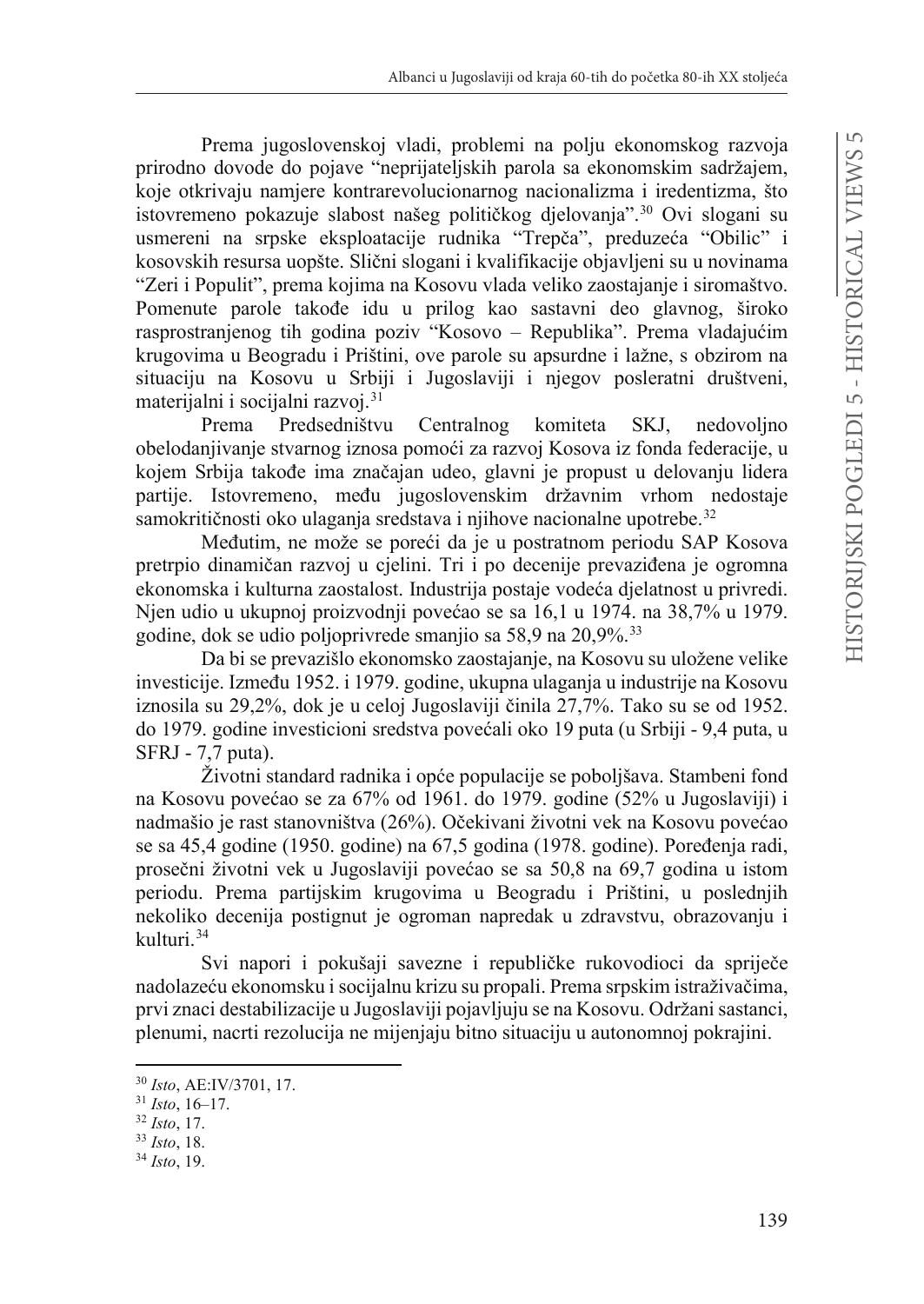Prema jugoslovenskoj vladi, problemi na polju ekonomskog razvoja prirodno dovode do pojave "neprijateljskih parola sa ekonomskim sadržajem, koje otkrivaju namjere kontrarevolucionarnog nacionalizma i iredentizma, što istovremeno pokazuje slabost našeg političkog djelovanja".[30] Ovi slogani su usmereni na srpske eksploatacije rudnika "Trepča", preduzeća "Obilic" i kosovskih resursa uopšte. Slični slogani i kvalifikacije objavljeni su u novinama "Zeri i Populit", prema kojima na Kosovu vlada veliko zaostajanje i siromaštvo. Pomenute parole takođe idu u prilog kao sastavni deo glavnog, široko rasprostranjenog tih godina poziv "Kosovo – Republika". Prema vladajućim krugovima u Beogradu i Prištini, ove parole su apsurdne i lažne, s obzirom na situaciju na Kosovu u Srbiji i Jugoslaviji i njegov posleratni društveni, materijalni i socijalni razvoj.[31]

Prema Predsedništvu Centralnog komiteta SKJ, nedovoljno obelodanjivanje stvarnog iznosa pomoći za razvoj Kosova iz fonda federacije, u kojem Srbija takođe ima značajan udeo, glavni je propust u delovanju lidera partije. Istovremeno, među jugoslovenskim državnim vrhom nedostaje samokritičnosti oko ulaganja sredstava i njihove nacionalne upotrebe.[32]

Međutim, ne može se poreći da je u postratnom periodu SAP Kosova pretrpio dinamičan razvoj u cjelini. Tri i po decenije prevaziđena je ogromna ekonomska i kulturna zaostalost. Industrija postaje vodeća djelatnost u privredi. Njen udio u ukupnoj proizvodnji povećao se sa 16,1 u 1974. na 38,7% u 1979. godine, dok se udio poljoprivrede smanjio sa 58,9 na 20,9%.[33]

Da bi se prevazišlo ekonomsko zaostajanje, na Kosovu su uložene velike investicije. Između 1952. i 1979. godine, ukupna ulaganja u industrije na Kosovu iznosila su 29,2%, dok je u celoj Jugoslaviji činila 27,7%. Tako su se od 1952. do 1979. godine investicioni sredstva povećali oko 19 puta (u Srbiji - 9,4 puta, u SFRJ - 7,7 puta).

Životni standard radnika i opće populacije se poboljšava. Stambeni fond na Kosovu povećao se za 67% od 1961. do 1979. godine (52% u Jugoslaviji) i nadmašio je rast stanovništva (26%). Očekivani životni vek na Kosovu povećao se sa 45,4 godine (1950. godine) na 67,5 godina (1978. godine). Poređenja radi, prosečni životni vek u Jugoslaviji povećao se sa 50,8 na 69,7 godina u istom periodu. Prema partijskim krugovima u Beogradu i Prištini, u poslednjih nekoliko decenija postignut je ogroman napredak u zdravstvu, obrazovanju i kulturi.[34]

Svi napori i pokušaji savezne i republičke rukovodioci da spriječe nadolazeću ekonomsku i socijalnu krizu su propali. Prema srpskim istraživačima, prvi znaci destabilizacije u Jugoslaviji pojavljuju se na Kosovu. Održani sastanci, plenumi, nacrti rezolucija ne mijenjaju bitno situaciju u autonomnoj pokrajini.

---

[30] *Isto*, AE:IV/3701, 17.
[31] *Isto*, 16–17.
[32] *Isto*, 17.
[33] *Isto*, 18.
[34] *Isto*, 19.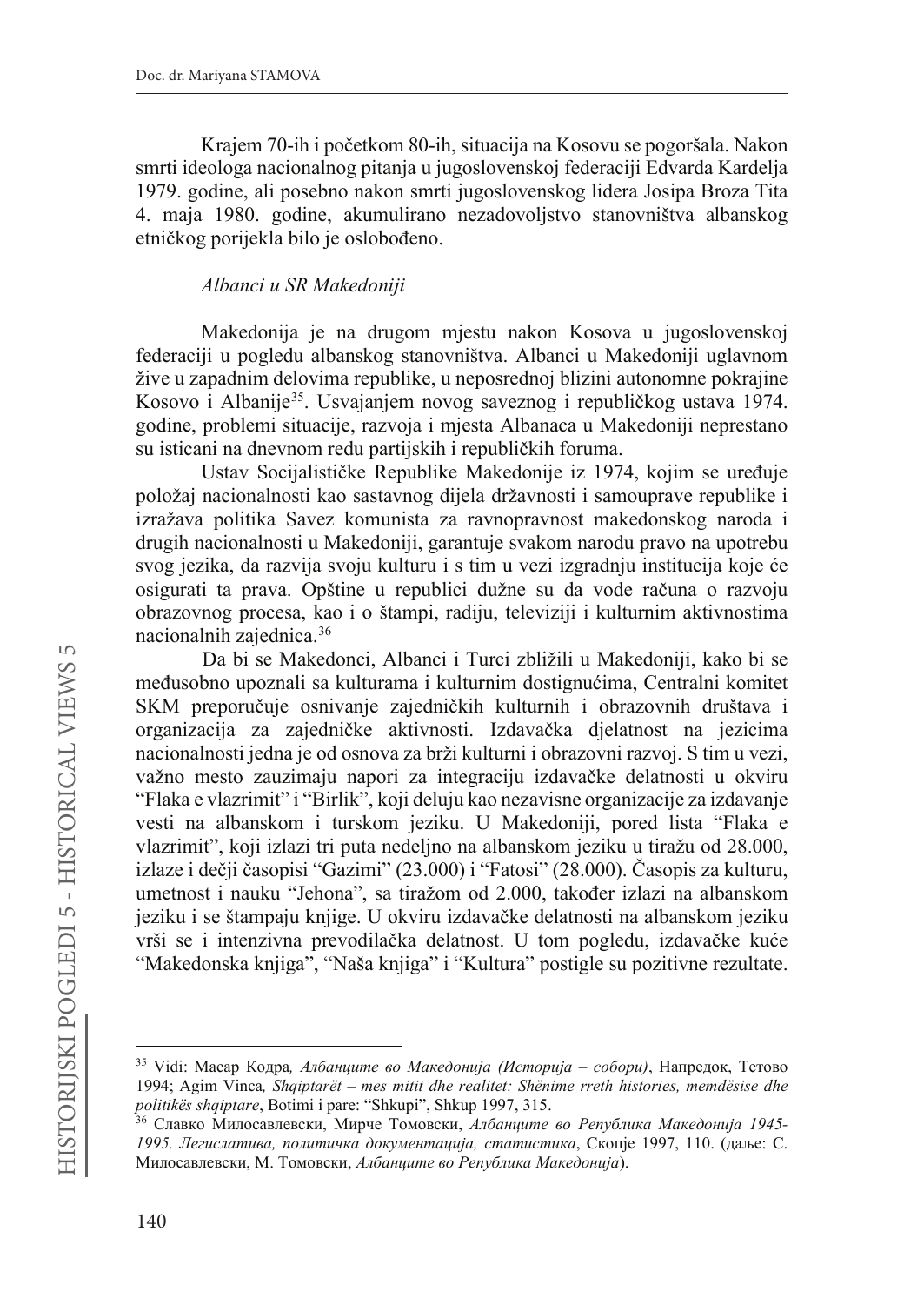Krajem 70-ih i početkom 80-ih, situacija na Kosovu se pogoršala. Nakon smrti ideologa nacionalnog pitanja u jugoslovenskoj federaciji Edvarda Kardelja 1979. godine, ali posebno nakon smrti jugoslovenskog lidera Josipa Broza Tita 4. maja 1980. godine, akumulirano nezadovoljstvo stanovništva albanskog etničkog porijekla bilo je oslobođeno.

*Albanci u SR Makedoniji*

Makedonija je na drugom mjestu nakon Kosova u jugoslovenskoj federaciji u pogledu albanskog stanovništva. Albanci u Makedoniji uglavnom žive u zapadnim delovima republike, u neposrednoj blizini autonomne pokrajine Kosovo i Albanije[35]. Usvajanjem novog saveznog i republičkog ustava 1974. godine, problemi situacije, razvoja i mjesta Albanaca u Makedoniji neprestano su isticani na dnevnom redu partijskih i republičkih foruma.

Ustav Socijalističke Republike Makedonije iz 1974, kojim se uređuje položaj nacionalnosti kao sastavnog dijela državnosti i samouprave republike i izražava politika Savez komunista za ravnopravnost makedonskog naroda i drugih nacionalnosti u Makedoniji, garantuje svakom narodu pravo na upotrebu svog jezika, da razvija svoju kulturu i s tim u vezi izgradnju institucija koje će osigurati ta prava. Opštine u republici dužne su da vode računa o razvoju obrazovnog procesa, kao i o štampi, radiju, televiziji i kulturnim aktivnostima nacionalnih zajednica.[36]

Da bi se Makedonci, Albanci i Turci zbližili u Makedoniji, kako bi se međusobno upoznali sa kulturama i kulturnim dostignućima, Centralni komitet SKM preporučuje osnivanje zajedničkih kulturnih i obrazovnih društava i organizacija za zajedničke aktivnosti. Izdavačka djelatnost na jezicima nacionalnosti jedna je od osnova za brži kulturni i obrazovni razvoj. S tim u vezi, važno mesto zauzimaju napori za integraciju izdavačke delatnosti u okviru "Flaka e vlazrimit" i "Birlik", koji deluju kao nezavisne organizacije za izdavanje vesti na albanskom i turskom jeziku. U Makedoniji, pored lista "Flaka e vlazrimit", koji izlazi tri puta nedeljno na albanskom jeziku u tiražu od 28.000, izlaze i dečji časopisi "Gazimi" (23.000) i "Fatosi" (28.000). Časopis za kulturu, umetnost i nauku "Jehona", sa tiražom od 2.000, također izlazi na albanskom jeziku i se štampaju knjige. U okviru izdavačke delatnosti na albanskom jeziku vrši se i intenzivna prevodilačka delatnost. U tom pogledu, izdavačke kuće "Makedonska knjiga", "Naša knjiga" i "Kultura" postigle su pozitivne rezultate.

---

[35] Vidi: Масар Кодра*, Албанците во Македонија (Историја – собори)*, Напредок, Тетово 1994; Agim Vinca*, Shqiptarët – mes mitit dhe realitet: Shënime rreth histories, memdësise dhe politikës shqiptare*, Botimi i pare: "Shkupi", Shkup 1997, 315.

[36] Славко Милосавлевски, Мирче Томовски, *Албанците во Република Македонија 1945-1995. Легислатива, политичка документација, статистика*, Скопје 1997, 110. (даље: С. Милосавлевски, М. Томовски, *Албанците во Република Македонија*).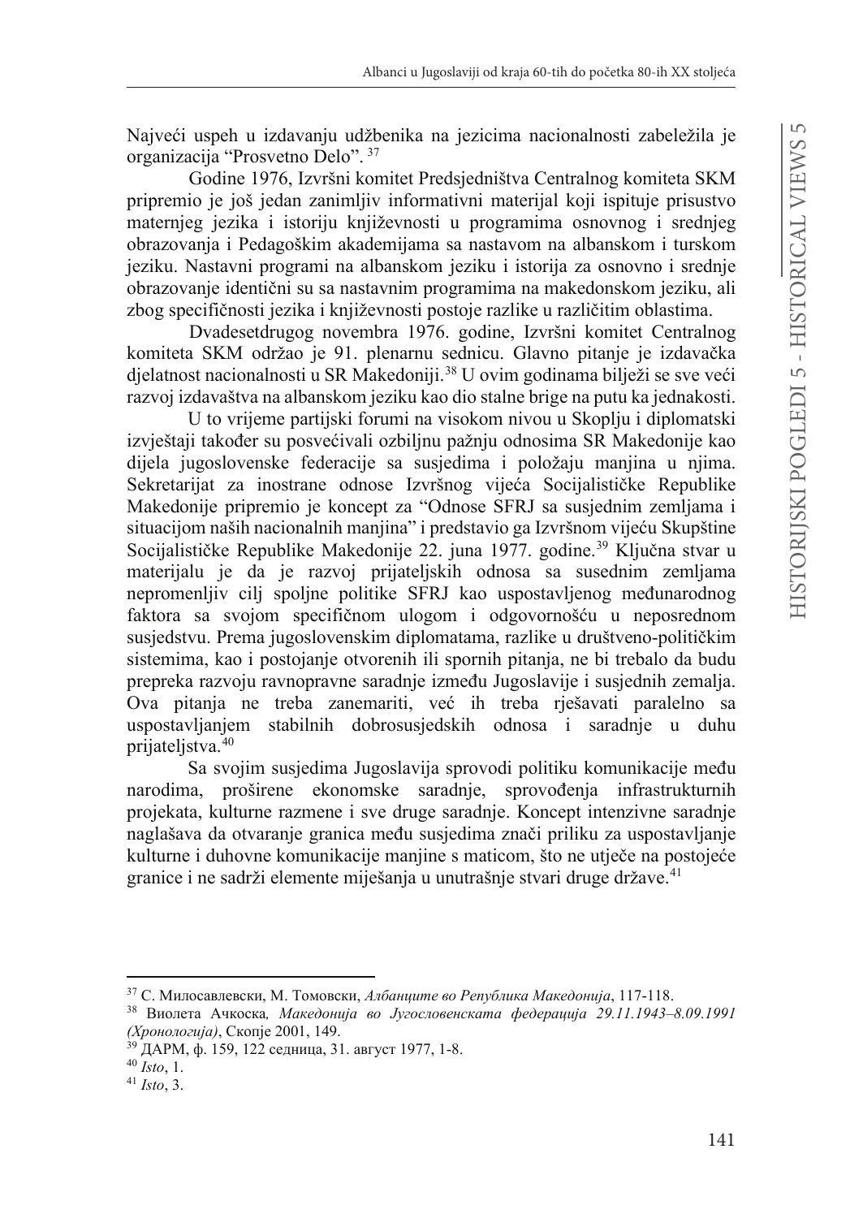Najveći uspeh u izdavanju udžbenika na jezicima nacionalnosti zabeležila je organizacija "Prosvetno Delo". [37]

Godine 1976, Izvršni komitet Predsjedništva Centralnog komiteta SKM pripremio je još jedan zanimljiv informativni materijal koji ispituje prisustvo maternjeg jezika i istoriju književnosti u programima osnovnog i srednjeg obrazovanja i Pedagoškim akademijama sa nastavom na albanskom i turskom jeziku. Nastavni programi na albanskom jeziku i istorija za osnovno i srednje obrazovanje identični su sa nastavnim programima na makedonskom jeziku, ali zbog specifičnosti jezika i književnosti postoje razlike u različitim oblastima.

Dvadesetdrugog novembra 1976. godine, Izvršni komitet Centralnog komiteta SKM održao je 91. plenarnu sednicu. Glavno pitanje je izdavačka djelatnost nacionalnosti u SR Makedoniji.[38] U ovim godinama bilježi se sve veći razvoj izdavaštva na albanskom jeziku kao dio stalne brige na putu ka jednakosti.

U to vrijeme partijski forumi na visokom nivou u Skoplju i diplomatski izvještaji također su posvećivali ozbiljnu pažnju odnosima SR Makedonije kao dijela jugoslovenske federacije sa susjedima i položaju manjina u njima. Sekretarijat za inostrane odnose Izvršnog vijeća Socijalističke Republike Makedonije pripremio je koncept za "Odnose SFRJ sa susjednim zemljama i situacijom naših nacionalnih manjina" i predstavio ga Izvršnom vijeću Skupštine Socijalističke Republike Makedonije 22. juna 1977. godine.[39] Ključna stvar u materijalu je da je razvoj prijateljskih odnosa sa susednim zemljama nepromenljiv cilj spoljne politike SFRJ kao uspostavljenog međunarodnog faktora sa svojom specifičnom ulogom i odgovornošću u neposrednom susjedstvu. Prema jugoslovenskim diplomatama, razlike u društveno-političkim sistemima, kao i postojanje otvorenih ili spornih pitanja, ne bi trebalo da budu prepreka razvoju ravnopravne saradnje između Jugoslavije i susjednih zemalja. Ova pitanja ne treba zanemariti, već ih treba rješavati paralelno sa uspostavljanjem stabilnih dobrosusjedskih odnosa i saradnje u duhu prijateljstva.[40]

Sa svojim susjedima Jugoslavija sprovodi politiku komunikacije među narodima, proširene ekonomske saradnje, sprovođenja infrastrukturnih projekata, kulturne razmene i sve druge saradnje. Koncept intenzivne saradnje naglašava da otvaranje granica među susjedima znači priliku za uspostavljanje kulturne i duhovne komunikacije manjine s maticom, što ne utječe na postojeće granice i ne sadrži elemente miješanja u unutrašnje stvari druge države.[41]

---

[37] С. Милосавлевски, М. Томовски, *Албанците во Република Македонија*, 117-118.

[38] Виолета Ачкоска*, Македонија во Југословенската федерација 29.11.1943–8.09.1991 (Хронологија)*, Скопје 2001, 149.

[39] ДАРМ, ф. 159, 122 седница, 31. август 1977, 1-8.

[40] *Isto*, 1.

[41] *Isto*, 3.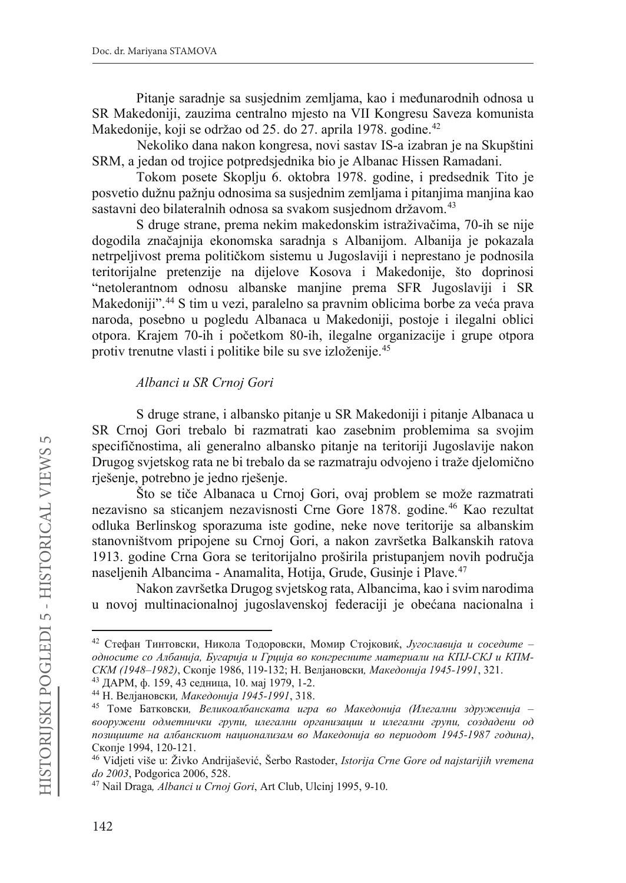Pitanje saradnje sa susjednim zemljama, kao i međunarodnih odnosa u SR Makedoniji, zauzima centralno mjesto na VII Kongresu Saveza komunista Makedonije, koji se održao od 25. do 27. aprila 1978. godine.[42]

Nekoliko dana nakon kongresa, novi sastav IS-a izabran je na Skupštini SRM, a jedan od trojice potpredsjednika bio je Albanac Hissen Ramadani.

Tokom posete Skoplju 6. oktobra 1978. godine, i predsednik Tito je posvetio dužnu pažnju odnosima sa susjednim zemljama i pitanjima manjina kao sastavni deo bilateralnih odnosa sa svakom susjednom državom.[43]

S druge strane, prema nekim makedonskim istraživačima, 70-ih se nije dogodila značajnija ekonomska saradnja s Albanijom. Albanija je pokazala netrpeljivost prema političkom sistemu u Jugoslaviji i neprestano je podnosila teritorijalne pretenzije na dijelove Kosova i Makedonije, što doprinosi "netolerantnom odnosu albanske manjine prema SFR Jugoslaviji i SR Makedoniji".[44] S tim u vezi, paralelno sa pravnim oblicima borbe za veća prava naroda, posebno u pogledu Albanaca u Makedoniji, postoje i ilegalni oblici otpora. Krajem 70-ih i početkom 80-ih, ilegalne organizacije i grupe otpora protiv trenutne vlasti i politike bile su sve izloženije.[45]

### *Albanci u SR Crnoj Gori*

S druge strane, i albansko pitanje u SR Makedoniji i pitanje Albanaca u SR Crnoj Gori trebalo bi razmatrati kao zasebnim problemima sa svojim specifičnostima, ali generalno albansko pitanje na teritoriji Jugoslavije nakon Drugog svjetskog rata ne bi trebalo da se razmatraju odvojeno i traže djelomično rješenje, potrebno je jedno rješenje.

Što se tiče Albanaca u Crnoj Gori, ovaj problem se može razmatrati nezavisno sa sticanjem nezavisnosti Crne Gore 1878. godine.[46] Kao rezultat odluka Berlinskog sporazuma iste godine, neke nove teritorije sa albanskim stanovništvom pripojene su Crnoj Gori, a nakon završetka Balkanskih ratova 1913. godine Crna Gora se teritorijalno proširila pristupanjem novih područja naseljenih Albancima - Anamalita, Hotija, Grude, Gusinje i Plave.[47]

Nakon završetka Drugog svjetskog rata, Albancima, kao i svim narodima u novoj multinacionalnoj jugoslavenskoj federaciji je obećana nacionalna i

---

[42] Стефан Тинтовски, Никола Тодоровски, Момир Стојковиќ, *Југославија и соседите – односите со Албанија, Бугарија и Грција во конгресните материали на КПЈ-СКЈ и КПМ-СКМ (1948–1982)*, Скопје 1986, 119-132; Н. Велјановски*, Македонија 1945-1991*, 321.

[43] ДАРМ, ф. 159, 43 седница, 10. мај 1979, 1-2.

[44] Н. Велјановски*, Македонија 1945-1991*, 318.

[45] Томе Батковски*, Великоалбанската игра во Македонија (Илегални здруженија – вооружени одметнички групи, илегални организации и илегални групи, создадени од позициите на албанскиот национализам во Македонија во периодот 1945-1987 година)*, Скопје 1994, 120-121.

[46] Vidjeti više u: Živko Andrijašević, Šerbo Rastoder, *Istorija Crne Gore od najstarijih vremena do 2003*, Podgorica 2006, 528.

[47] Nail Draga*, Albanci u Crnoj Gori*, Art Club, Ulcinj 1995, 9-10.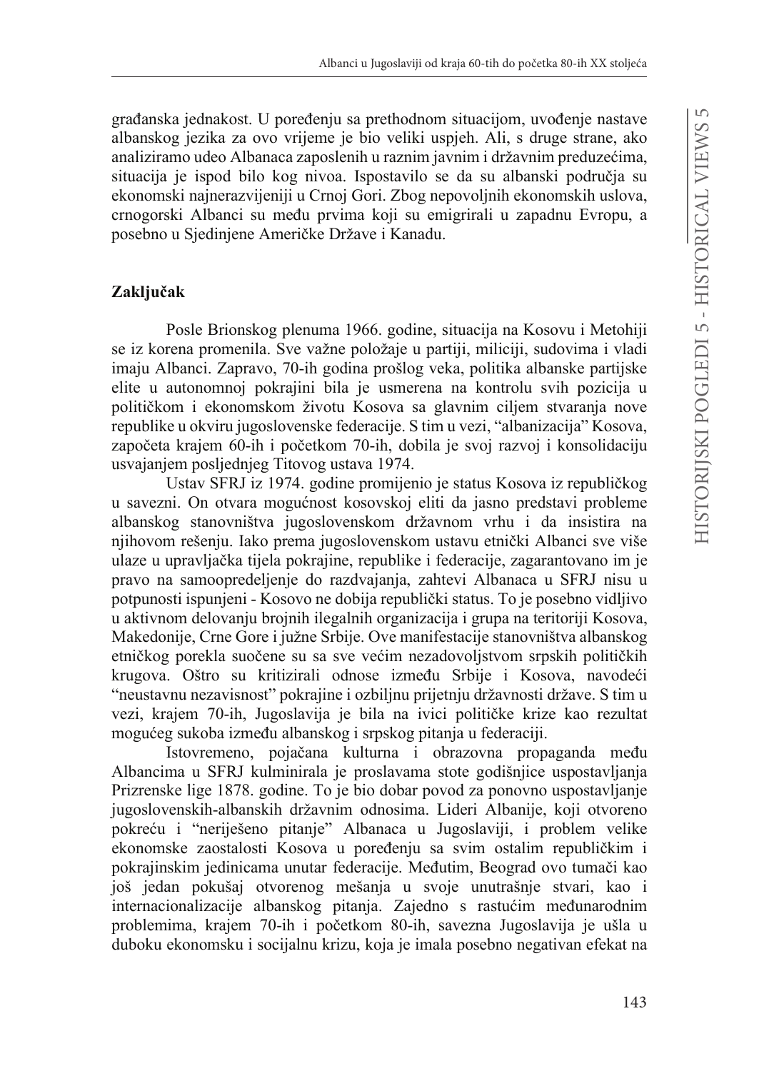građanska jednakost. U poređenju sa prethodnom situacijom, uvođenje nastave albanskog jezika za ovo vrijeme je bio veliki uspjeh. Ali, s druge strane, ako analiziramo udeo Albanaca zaposlenih u raznim javnim i državnim preduzećima, situacija je ispod bilo kog nivoa. Ispostavilo se da su albanski područja su ekonomski najnerazvijeniji u Crnoj Gori. Zbog nepovoljnih ekonomskih uslova, crnogorski Albanci su među prvima koji su emigrirali u zapadnu Evropu, a posebno u Sjedinjene Američke Države i Kanadu.

## Zaključak

Posle Brionskog plenuma 1966. godine, situacija na Kosovu i Metohiji se iz korena promenila. Sve važne položaje u partiji, miliciji, sudovima i vladi imaju Albanci. Zapravo, 70-ih godina prošlog veka, politika albanske partijske elite u autonomnoj pokrajini bila je usmerena na kontrolu svih pozicija u političkom i ekonomskom životu Kosova sa glavnim ciljem stvaranja nove republike u okviru jugoslovenske federacije. S tim u vezi, "albanizacija" Kosova, započeta krajem 60-ih i početkom 70-ih, dobila je svoj razvoj i konsolidaciju usvajanjem posljednjeg Titovog ustava 1974.

Ustav SFRJ iz 1974. godine promijenio je status Kosova iz republičkog u savezni. On otvara mogućnost kosovskoj eliti da jasno predstavi probleme albanskog stanovništva jugoslovenskom državnom vrhu i da insistira na njihovom rešenju. Iako prema jugoslovenskom ustavu etnički Albanci sve više ulaze u upravljačka tijela pokrajine, republike i federacije, zagarantovano im je pravo na samoopredeljenje do razdvajanja, zahtevi Albanaca u SFRJ nisu u potpunosti ispunjeni - Kosovo ne dobija republički status. To je posebno vidljivo u aktivnom delovanju brojnih ilegalnih organizacija i grupa na teritoriji Kosova, Makedonije, Crne Gore i južne Srbije. Ove manifestacije stanovništva albanskog etničkog porekla suočene su sa sve većim nezadovoljstvom srpskih političkih krugova. Oštro su kritizirali odnose između Srbije i Kosova, navodeći "neustavnu nezavisnost" pokrajine i ozbiljnu prijetnju državnosti države. S tim u vezi, krajem 70-ih, Jugoslavija je bila na ivici političke krize kao rezultat mogućeg sukoba između albanskog i srpskog pitanja u federaciji.

Istovremeno, pojačana kulturna i obrazovna propaganda među Albancima u SFRJ kulminirala je proslavama stote godišnjice uspostavljanja Prizrenske lige 1878. godine. To je bio dobar povod za ponovno uspostavljanje jugoslovenskih-albanskih državnim odnosima. Lideri Albanije, koji otvoreno pokreću i "neriješeno pitanje" Albanaca u Jugoslaviji, i problem velike ekonomske zaostalosti Kosova u poređenju sa svim ostalim republičkim i pokrajinskim jedinicama unutar federacije. Međutim, Beograd ovo tumači kao još jedan pokušaj otvorenog mešanja u svoje unutrašnje stvari, kao i internacionalizacije albanskog pitanja. Zajedno s rastućim međunarodnim problemima, krajem 70-ih i početkom 80-ih, savezna Jugoslavija je ušla u duboku ekonomsku i socijalnu krizu, koja je imala posebno negativan efekat na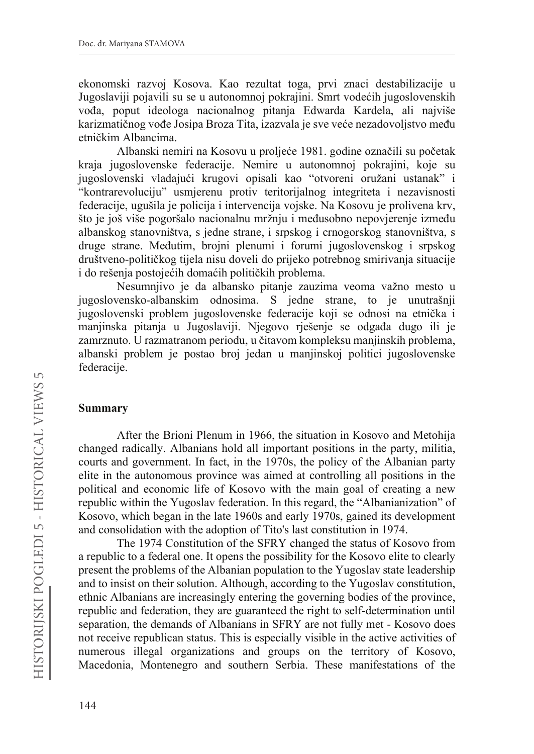ekonomski razvoj Kosova. Kao rezultat toga, prvi znaci destabilizacije u Jugoslaviji pojavili su se u autonomnoj pokrajini. Smrt vodećih jugoslovenskih vođa, poput ideologa nacionalnog pitanja Edwarda Kardela, ali najviše karizmatičnog vođe Josipa Broza Tita, izazvala je sve veće nezadovoljstvo među etničkim Albancima.

Albanski nemiri na Kosovu u proljeće 1981. godine označili su početak kraja jugoslovenske federacije. Nemire u autonomnoj pokrajini, koje su jugoslovenski vladajući krugovi opisali kao "otvoreni oružani ustanak" i "kontrarevoluciju" usmjerenu protiv teritorijalnog integriteta i nezavisnosti federacije, ugušila je policija i intervencija vojske. Na Kosovu je prolivena krv, što je još više pogoršalo nacionalnu mržnju i međusobno nepovjerenje između albanskog stanovništva, s jedne strane, i srpskog i crnogorskog stanovništva, s druge strane. Međutim, brojni plenumi i forumi jugoslovenskog i srpskog društveno-političkog tijela nisu doveli do prijeko potrebnog smirivanja situacije i do rešenja postojećih domaćih političkih problema.

Nesumnjivo je da albansko pitanje zauzima veoma važno mesto u jugoslovensko-albanskim odnosima. S jedne strane, to je unutrašnji jugoslovenski problem jugoslovenske federacije koji se odnosi na etnička i manjinska pitanja u Jugoslaviji. Njegovo rješenje se odgađa dugo ili je zamrznuto. U razmatranom periodu, u čitavom kompleksu manjinskih problema, albanski problem je postao broj jedan u manjinskoj politici jugoslovenske federacije.

## Summary

After the Brioni Plenum in 1966, the situation in Kosovo and Metohija changed radically. Albanians hold all important positions in the party, militia, courts and government. In fact, in the 1970s, the policy of the Albanian party elite in the autonomous province was aimed at controlling all positions in the political and economic life of Kosovo with the main goal of creating a new republic within the Yugoslav federation. In this regard, the "Albanianization" of Kosovo, which began in the late 1960s and early 1970s, gained its development and consolidation with the adoption of Tito's last constitution in 1974.

The 1974 Constitution of the SFRY changed the status of Kosovo from a republic to a federal one. It opens the possibility for the Kosovo elite to clearly present the problems of the Albanian population to the Yugoslav state leadership and to insist on their solution. Although, according to the Yugoslav constitution, ethnic Albanians are increasingly entering the governing bodies of the province, republic and federation, they are guaranteed the right to self-determination until separation, the demands of Albanians in SFRY are not fully met - Kosovo does not receive republican status. This is especially visible in the active activities of numerous illegal organizations and groups on the territory of Kosovo, Macedonia, Montenegro and southern Serbia. These manifestations of the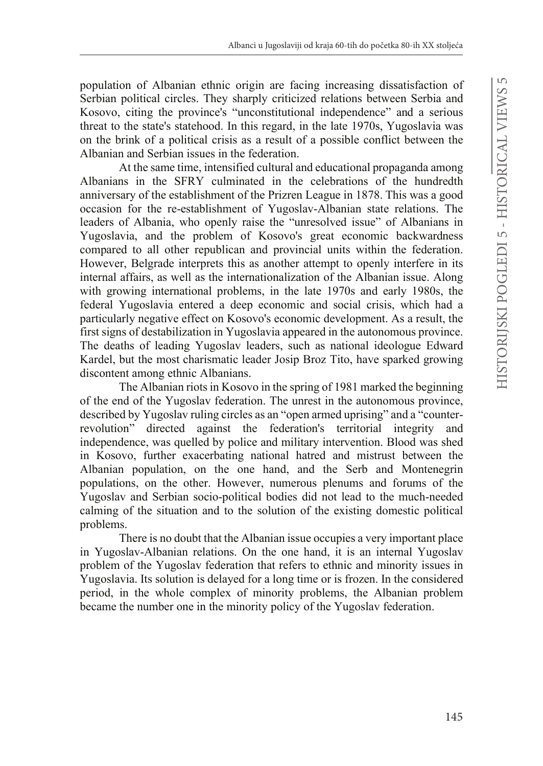population of Albanian ethnic origin are facing increasing dissatisfaction of Serbian political circles. They sharply criticized relations between Serbia and Kosovo, citing the province's "unconstitutional independence" and a serious threat to the state's statehood. In this regard, in the late 1970s, Yugoslavia was on the brink of a political crisis as a result of a possible conflict between the Albanian and Serbian issues in the federation.

At the same time, intensified cultural and educational propaganda among Albanians in the SFRY culminated in the celebrations of the hundredth anniversary of the establishment of the Prizren League in 1878. This was a good occasion for the re-establishment of Yugoslav-Albanian state relations. The leaders of Albania, who openly raise the "unresolved issue" of Albanians in Yugoslavia, and the problem of Kosovo's great economic backwardness compared to all other republican and provincial units within the federation. However, Belgrade interprets this as another attempt to openly interfere in its internal affairs, as well as the internationalization of the Albanian issue. Along with growing international problems, in the late 1970s and early 1980s, the federal Yugoslavia entered a deep economic and social crisis, which had a particularly negative effect on Kosovo's economic development. As a result, the first signs of destabilization in Yugoslavia appeared in the autonomous province. The deaths of leading Yugoslav leaders, such as national ideologue Edward Kardel, but the most charismatic leader Josip Broz Tito, have sparked growing discontent among ethnic Albanians.

The Albanian riots in Kosovo in the spring of 1981 marked the beginning of the end of the Yugoslav federation. The unrest in the autonomous province, described by Yugoslav ruling circles as an "open armed uprising" and a "counter-revolution" directed against the federation's territorial integrity and independence, was quelled by police and military intervention. Blood was shed in Kosovo, further exacerbating national hatred and mistrust between the Albanian population, on the one hand, and the Serb and Montenegrin populations, on the other. However, numerous plenums and forums of the Yugoslav and Serbian socio-political bodies did not lead to the much-needed calming of the situation and to the solution of the existing domestic political problems.

There is no doubt that the Albanian issue occupies a very important place in Yugoslav-Albanian relations. On the one hand, it is an internal Yugoslav problem of the Yugoslav federation that refers to ethnic and minority issues in Yugoslavia. Its solution is delayed for a long time or is frozen. In the considered period, in the whole complex of minority problems, the Albanian problem became the number one in the minority policy of the Yugoslav federation.